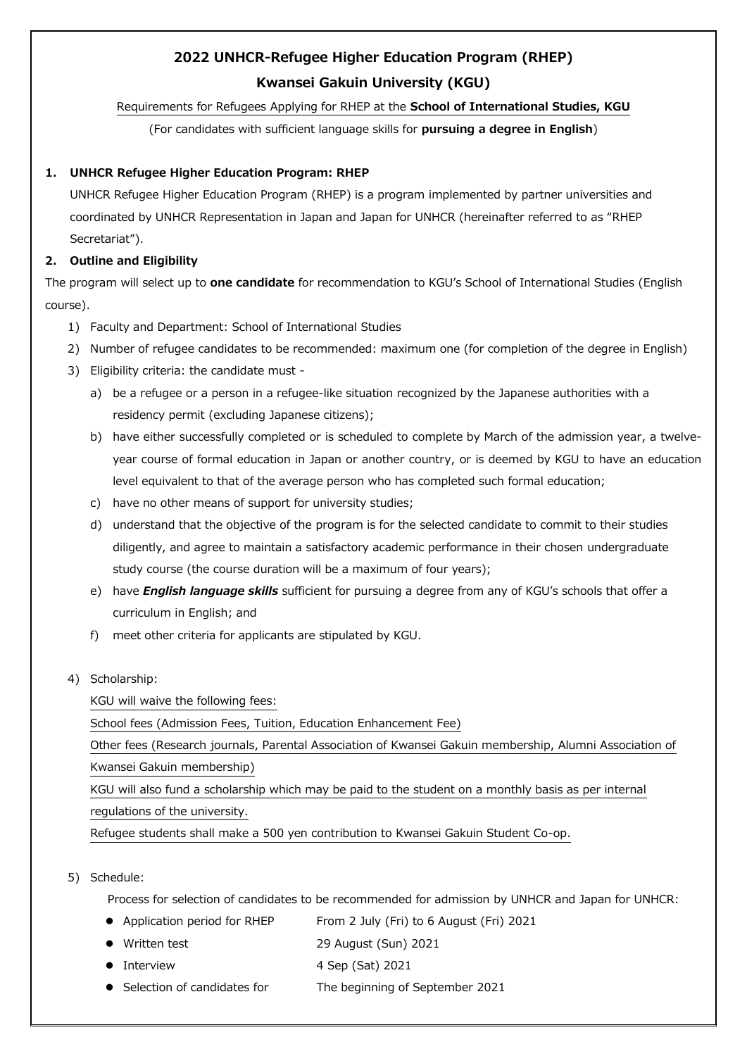# 2022 UNHCR-Refugee Higher Education Program (RHEP)

# Kwansei Gakuin University (KGU)

Requirements for Refugees Applying for RHEP at the **School of International Studies, KGU**

(For candidates with sufficient language skills for **pursuing a degree in English**)

## 1. UNHCR Refugee Higher Education Program: RHEP

UNHCR Refugee Higher Education Program (RHEP) is a program implemented by partner universities and coordinated by UNHCR Representation in Japan and Japan for UNHCR (hereinafter referred to as "RHEP Secretariat").

## 2. Outline and Eligibility

The program will select up to **one candidate** for recommendation to KGU's School of International Studies (English course).

1) Faculty and Department: School of International Studies
2) Number of refugee candidates to be recommended: maximum one (for completion of the degree in English)
3) Eligibility criteria: the candidate must -
   a) be a refugee or a person in a refugee-like situation recognized by the Japanese authorities with a residency permit (excluding Japanese citizens);
   b) have either successfully completed or is scheduled to complete by March of the admission year, a twelve-year course of formal education in Japan or another country, or is deemed by KGU to have an education level equivalent to that of the average person who has completed such formal education;
   c) have no other means of support for university studies;
   d) understand that the objective of the program is for the selected candidate to commit to their studies diligently, and agree to maintain a satisfactory academic performance in their chosen undergraduate study course (the course duration will be a maximum of four years);
   e) have ***English language skills*** sufficient for pursuing a degree from any of KGU's schools that offer a curriculum in English; and
   f) meet other criteria for applicants are stipulated by KGU.

4) Scholarship:

   KGU will waive the following fees:

   School fees (Admission Fees, Tuition, Education Enhancement Fee)

   Other fees (Research journals, Parental Association of Kwansei Gakuin membership, Alumni Association of Kwansei Gakuin membership)

   KGU will also fund a scholarship which may be paid to the student on a monthly basis as per internal regulations of the university.

   Refugee students shall make a 500 yen contribution to Kwansei Gakuin Student Co-op.

5) Schedule:

   Process for selection of candidates to be recommended for admission by UNHCR and Japan for UNHCR:

   - Application period for RHEP — From 2 July (Fri) to 6 August (Fri) 2021
   - Written test — 29 August (Sun) 2021
   - Interview — 4 Sep (Sat) 2021
   - Selection of candidates for — The beginning of September 2021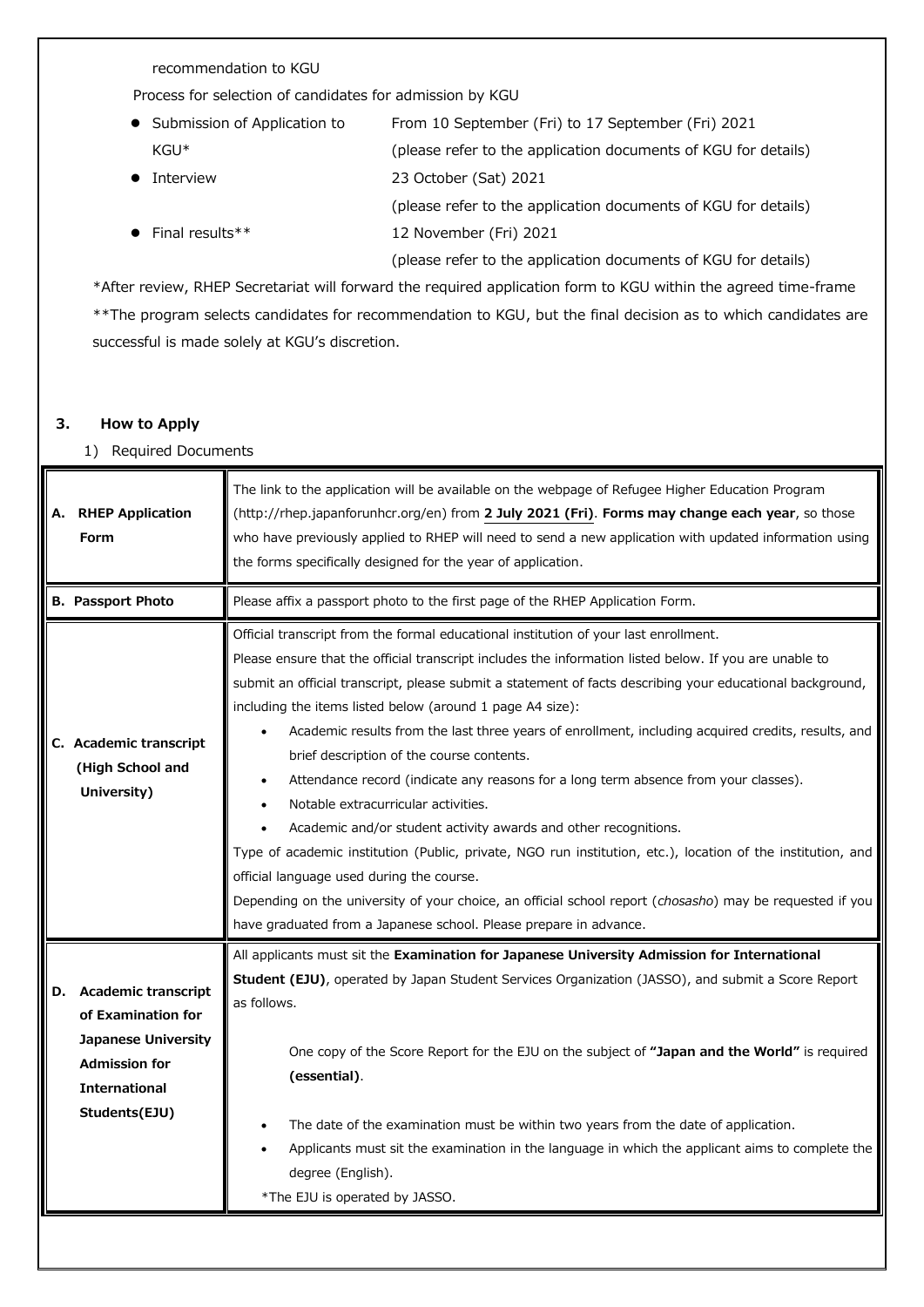recommendation to KGU

Process for selection of candidates for admission by KGU

- Submission of Application to KGU* — From 10 September (Fri) to 17 September (Fri) 2021 (please refer to the application documents of KGU for details)
- Interview — 23 October (Sat) 2021 (please refer to the application documents of KGU for details)
- Final results** — 12 November (Fri) 2021 (please refer to the application documents of KGU for details)

*After review, RHEP Secretariat will forward the required application form to KGU within the agreed time-frame

**The program selects candidates for recommendation to KGU, but the final decision as to which candidates are successful is made solely at KGU's discretion.

## 3. How to Apply

1) Required Documents

| | |
|---|---|
| **A. RHEP Application Form** | The link to the application will be available on the webpage of Refugee Higher Education Program (http://rhep.japanforunhcr.org/en) from **2 July 2021 (Fri)**. **Forms may change each year**, so those who have previously applied to RHEP will need to send a new application with updated information using the forms specifically designed for the year of application. |
| **B. Passport Photo** | Please affix a passport photo to the first page of the RHEP Application Form. |
| **C. Academic transcript (High School and University)** | Official transcript from the formal educational institution of your last enrollment.<br>Please ensure that the official transcript includes the information listed below. If you are unable to submit an official transcript, please submit a statement of facts describing your educational background, including the items listed below (around 1 page A4 size):<br>• Academic results from the last three years of enrollment, including acquired credits, results, and brief description of the course contents.<br>• Attendance record (indicate any reasons for a long term absence from your classes).<br>• Notable extracurricular activities.<br>• Academic and/or student activity awards and other recognitions.<br>Type of academic institution (Public, private, NGO run institution, etc.), location of the institution, and official language used during the course.<br>Depending on the university of your choice, an official school report (*chosasho*) may be requested if you have graduated from a Japanese school. Please prepare in advance. |
| **D. Academic transcript of Examination for Japanese University Admission for International Students(EJU)** | All applicants must sit the **Examination for Japanese University Admission for International Student (EJU)**, operated by Japan Student Services Organization (JASSO), and submit a Score Report as follows.<br>One copy of the Score Report for the EJU on the subject of **"Japan and the World"** is required **(essential)**.<br>• The date of the examination must be within two years from the date of application.<br>• Applicants must sit the examination in the language in which the applicant aims to complete the degree (English).<br>*The EJU is operated by JASSO. |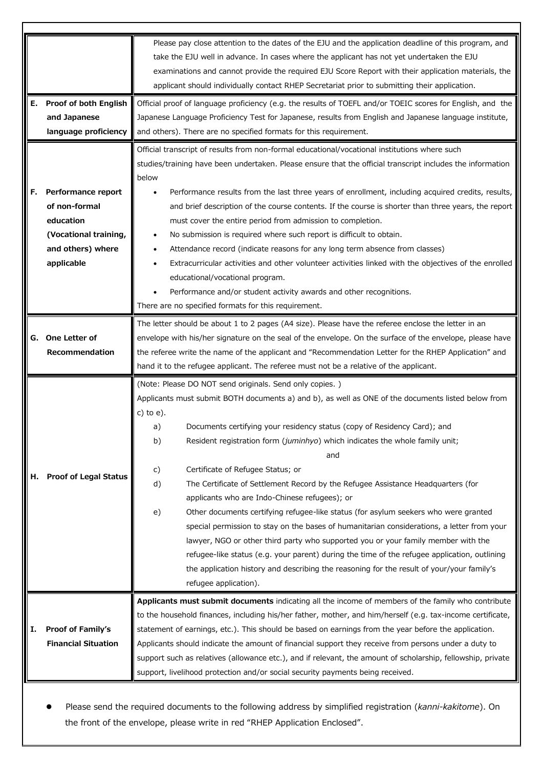| | |
|---|---|
| | Please pay close attention to the dates of the EJU and the application deadline of this program, and take the EJU well in advance. In cases where the applicant has not yet undertaken the EJU examinations and cannot provide the required EJU Score Report with their application materials, the applicant should individually contact RHEP Secretariat prior to submitting their application. |
| **E. Proof of both English and Japanese language proficiency** | Official proof of language proficiency (e.g. the results of TOEFL and/or TOEIC scores for English, and the Japanese Language Proficiency Test for Japanese, results from English and Japanese language institute, and others). There are no specified formats for this requirement. |
| **F. Performance report of non-formal education (Vocational training, and others) where applicable** | Official transcript of results from non-formal educational/vocational institutions where such studies/training have been undertaken. Please ensure that the official transcript includes the information below<br>• Performance results from the last three years of enrollment, including acquired credits, results, and brief description of the course contents. If the course is shorter than three years, the report must cover the entire period from admission to completion.<br>• No submission is required where such report is difficult to obtain.<br>• Attendance record (indicate reasons for any long term absence from classes)<br>• Extracurricular activities and other volunteer activities linked with the objectives of the enrolled educational/vocational program.<br>• Performance and/or student activity awards and other recognitions.<br>There are no specified formats for this requirement. |
| **G. One Letter of Recommendation** | The letter should be about 1 to 2 pages (A4 size). Please have the referee enclose the letter in an envelope with his/her signature on the seal of the envelope. On the surface of the envelope, please have the referee write the name of the applicant and "Recommendation Letter for the RHEP Application" and hand it to the refugee applicant. The referee must not be a relative of the applicant. |
| **H. Proof of Legal Status** | (Note: Please DO NOT send originals. Send only copies. )<br>Applicants must submit BOTH documents a) and b), as well as ONE of the documents listed below from c) to e).<br>a) Documents certifying your residency status (copy of Residency Card); and<br>b) Resident registration form (*juminhyo*) which indicates the whole family unit;<br>and<br>c) Certificate of Refugee Status; or<br>d) The Certificate of Settlement Record by the Refugee Assistance Headquarters (for applicants who are Indo-Chinese refugees); or<br>e) Other documents certifying refugee-like status (for asylum seekers who were granted special permission to stay on the bases of humanitarian considerations, a letter from your lawyer, NGO or other third party who supported you or your family member with the refugee-like status (e.g. your parent) during the time of the refugee application, outlining the application history and describing the reasoning for the result of your/your family's refugee application). |
| **I. Proof of Family's Financial Situation** | **Applicants must submit documents** indicating all the income of members of the family who contribute to the household finances, including his/her father, mother, and him/herself (e.g. tax-income certificate, statement of earnings, etc.). This should be based on earnings from the year before the application. Applicants should indicate the amount of financial support they receive from persons under a duty to support such as relatives (allowance etc.), and if relevant, the amount of scholarship, fellowship, private support, livelihood protection and/or social security payments being received. |

- Please send the required documents to the following address by simplified registration (*kanni-kakitome*). On the front of the envelope, please write in red "RHEP Application Enclosed".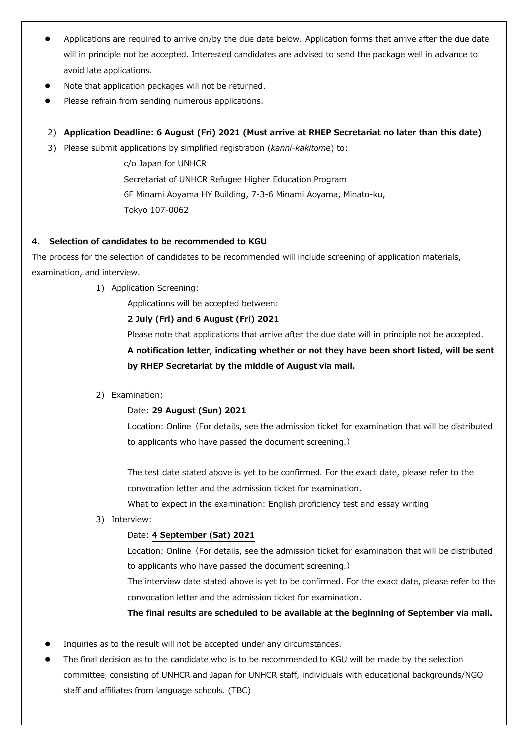- Applications are required to arrive on/by the due date below. Application forms that arrive after the due date will in principle not be accepted. Interested candidates are advised to send the package well in advance to avoid late applications.
- Note that application packages will not be returned.
- Please refrain from sending numerous applications.

2) **Application Deadline: 6 August (Fri) 2021 (Must arrive at RHEP Secretariat no later than this date)**

3) Please submit applications by simplified registration (*kanni-kakitome*) to:

   c/o Japan for UNHCR
   Secretariat of UNHCR Refugee Higher Education Program
   6F Minami Aoyama HY Building, 7-3-6 Minami Aoyama, Minato-ku,
   Tokyo 107-0062

**4. Selection of candidates to be recommended to KGU**

The process for the selection of candidates to be recommended will include screening of application materials, examination, and interview.

1) Application Screening:

   Applications will be accepted between:

   **2 July (Fri) and 6 August (Fri) 2021**

   Please note that applications that arrive after the due date will in principle not be accepted.

   **A notification letter, indicating whether or not they have been short listed, will be sent by RHEP Secretariat by the middle of August via mail.**

2) Examination:

   Date: **29 August (Sun) 2021**

   Location: Online（For details, see the admission ticket for examination that will be distributed to applicants who have passed the document screening.）

   The test date stated above is yet to be confirmed. For the exact date, please refer to the convocation letter and the admission ticket for examination.

   What to expect in the examination: English proficiency test and essay writing

3) Interview:

   Date: **4 September (Sat) 2021**

   Location: Online（For details, see the admission ticket for examination that will be distributed to applicants who have passed the document screening.）

   The interview date stated above is yet to be confirmed. For the exact date, please refer to the convocation letter and the admission ticket for examination.

   **The final results are scheduled to be available at the beginning of September via mail.**

- Inquiries as to the result will not be accepted under any circumstances.
- The final decision as to the candidate who is to be recommended to KGU will be made by the selection committee, consisting of UNHCR and Japan for UNHCR staff, individuals with educational backgrounds/NGO staff and affiliates from language schools. (TBC)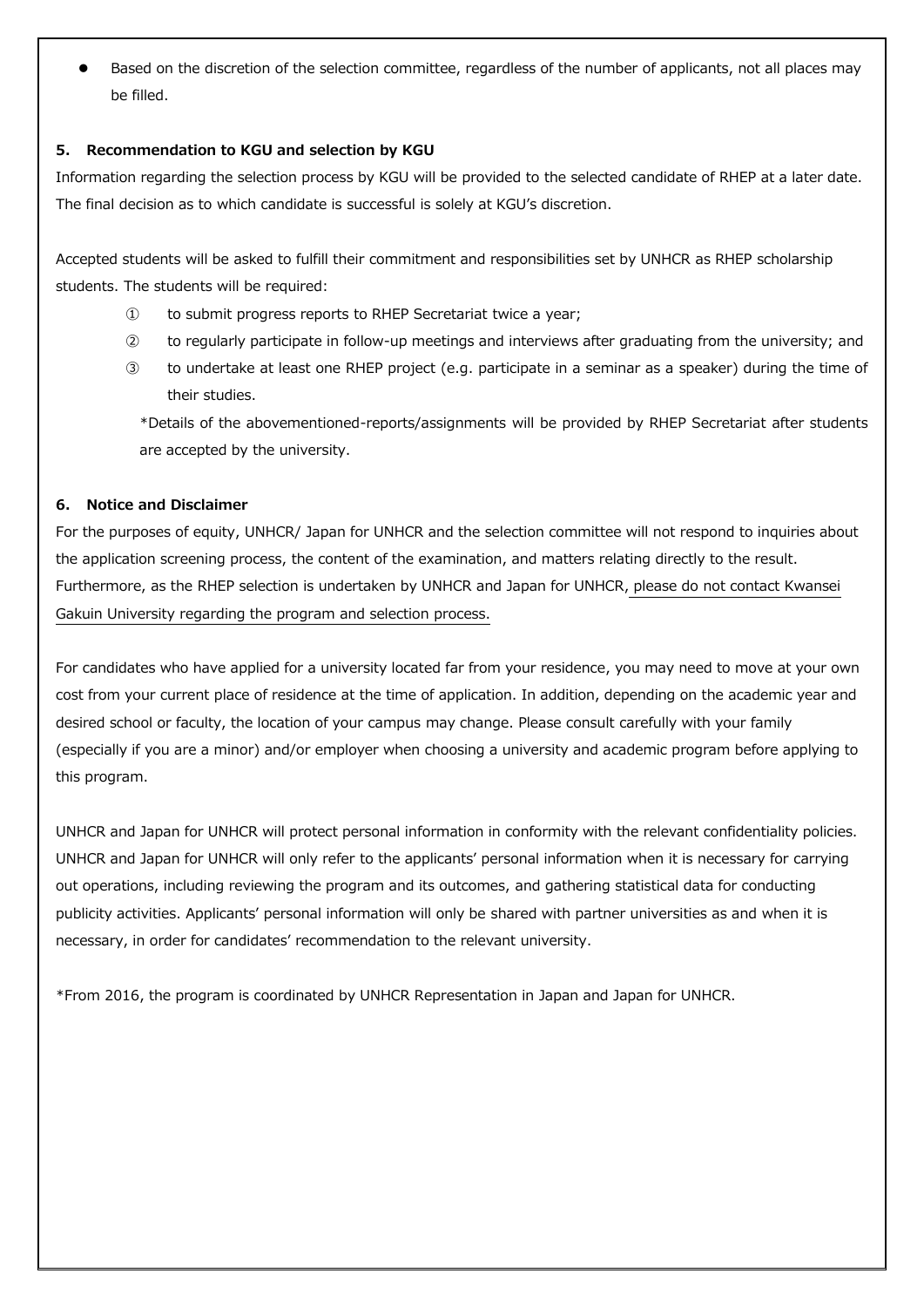- Based on the discretion of the selection committee, regardless of the number of applicants, not all places may be filled.

## 5. Recommendation to KGU and selection by KGU

Information regarding the selection process by KGU will be provided to the selected candidate of RHEP at a later date. The final decision as to which candidate is successful is solely at KGU's discretion.

Accepted students will be asked to fulfill their commitment and responsibilities set by UNHCR as RHEP scholarship students. The students will be required:

① to submit progress reports to RHEP Secretariat twice a year;

② to regularly participate in follow-up meetings and interviews after graduating from the university; and

③ to undertake at least one RHEP project (e.g. participate in a seminar as a speaker) during the time of their studies.

*Details of the abovementioned-reports/assignments will be provided by RHEP Secretariat after students are accepted by the university.

## 6. Notice and Disclaimer

For the purposes of equity, UNHCR/ Japan for UNHCR and the selection committee will not respond to inquiries about the application screening process, the content of the examination, and matters relating directly to the result. Furthermore, as the RHEP selection is undertaken by UNHCR and Japan for UNHCR, please do not contact Kwansei Gakuin University regarding the program and selection process.

For candidates who have applied for a university located far from your residence, you may need to move at your own cost from your current place of residence at the time of application. In addition, depending on the academic year and desired school or faculty, the location of your campus may change. Please consult carefully with your family (especially if you are a minor) and/or employer when choosing a university and academic program before applying to this program.

UNHCR and Japan for UNHCR will protect personal information in conformity with the relevant confidentiality policies. UNHCR and Japan for UNHCR will only refer to the applicants' personal information when it is necessary for carrying out operations, including reviewing the program and its outcomes, and gathering statistical data for conducting publicity activities. Applicants' personal information will only be shared with partner universities as and when it is necessary, in order for candidates' recommendation to the relevant university.

*From 2016, the program is coordinated by UNHCR Representation in Japan and Japan for UNHCR.